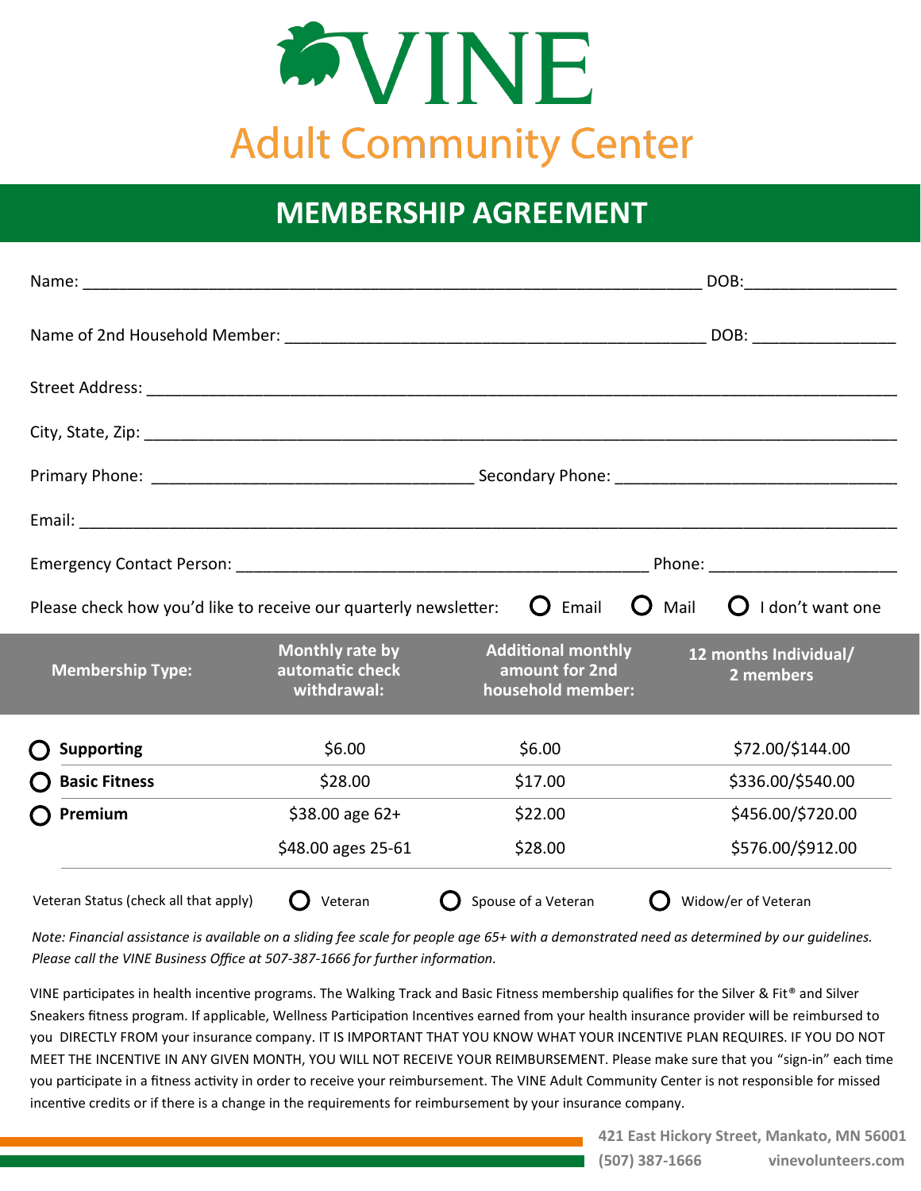# VINE

## Adult Community Center

## MEMBERSHIP AGREEMENT

Name: ______________________________________________ DOB: ________________

Name of 2nd Household Member: ______________________________ DOB: ________________

Street Address: ______________________________________________________________

City, State, Zip: ______________________________________________________________

Primary Phone: ______________________________ Secondary Phone: ______________________________

Email: ______________________________________________________________

Emergency Contact Person: ______________________________ Phone: ____________________

Please check how you'd like to receive our quarterly newsletter: ○ Email ○ Mail ○ I don't want one

| Membership Type: | Monthly rate by automatic check withdrawal: | Additional monthly amount for 2nd household member: | 12 months Individual/ 2 members |
|---|---|---|---|
| ○ **Supporting** | $6.00 | $6.00 | $72.00/$144.00 |
| ○ **Basic Fitness** | $28.00 | $17.00 | $336.00/$540.00 |
| ○ **Premium** | $38.00 age 62+ | $22.00 | $456.00/$720.00 |
| | $48.00 ages 25-61 | $28.00 | $576.00/$912.00 |

Veteran Status (check all that apply) ○ Veteran ○ Spouse of a Veteran ○ Widow/er of Veteran

*Note: Financial assistance is available on a sliding fee scale for people age 65+ with a demonstrated need as determined by our guidelines. Please call the VINE Business Office at 507-387-1666 for further information.*

VINE participates in health incentive programs. The Walking Track and Basic Fitness membership qualifies for the Silver & Fit® and Silver Sneakers fitness program. If applicable, Wellness Participation Incentives earned from your health insurance provider will be reimbursed to you DIRECTLY FROM your insurance company. IT IS IMPORTANT THAT YOU KNOW WHAT YOUR INCENTIVE PLAN REQUIRES. IF YOU DO NOT MEET THE INCENTIVE IN ANY GIVEN MONTH, YOU WILL NOT RECEIVE YOUR REIMBURSEMENT. Please make sure that you "sign-in" each time you participate in a fitness activity in order to receive your reimbursement. The VINE Adult Community Center is not responsible for missed incentive credits or if there is a change in the requirements for reimbursement by your insurance company.

**421 East Hickory Street, Mankato, MN 56001**
**(507) 387-1666** **vinevolunteers.com**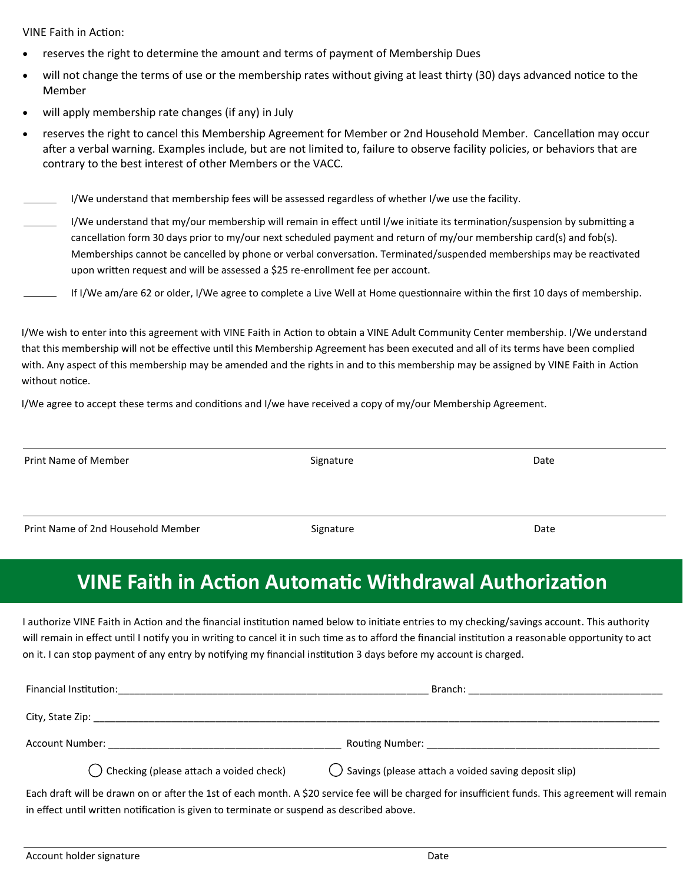VINE Faith in Action:

- reserves the right to determine the amount and terms of payment of Membership Dues
- will not change the terms of use or the membership rates without giving at least thirty (30) days advanced notice to the Member
- will apply membership rate changes (if any) in July
- reserves the right to cancel this Membership Agreement for Member or 2nd Household Member. Cancellation may occur after a verbal warning. Examples include, but are not limited to, failure to observe facility policies, or behaviors that are contrary to the best interest of other Members or the VACC.

_______ I/We understand that membership fees will be assessed regardless of whether I/we use the facility.

_______ I/We understand that my/our membership will remain in effect until I/we initiate its termination/suspension by submitting a cancellation form 30 days prior to my/our next scheduled payment and return of my/our membership card(s) and fob(s). Memberships cannot be cancelled by phone or verbal conversation. Terminated/suspended memberships may be reactivated upon written request and will be assessed a $25 re-enrollment fee per account.

_______ If I/We am/are 62 or older, I/We agree to complete a Live Well at Home questionnaire within the first 10 days of membership.

I/We wish to enter into this agreement with VINE Faith in Action to obtain a VINE Adult Community Center membership. I/We understand that this membership will not be effective until this Membership Agreement has been executed and all of its terms have been complied with. Any aspect of this membership may be amended and the rights in and to this membership may be assigned by VINE Faith in Action without notice.

I/We agree to accept these terms and conditions and I/we have received a copy of my/our Membership Agreement.

_______________________________________________________________________________

Print Name of Member | Signature | Date

_______________________________________________________________________________

Print Name of 2nd Household Member | Signature | Date

# VINE Faith in Action Automatic Withdrawal Authorization

I authorize VINE Faith in Action and the financial institution named below to initiate entries to my checking/savings account. This authority will remain in effect until I notify you in writing to cancel it in such time as to afford the financial institution a reasonable opportunity to act on it. I can stop payment of any entry by notifying my financial institution 3 days before my account is charged.

Financial Institution:_______________________________ Branch: _______________________

City, State Zip: ____________________________________________________________

Account Number: ____________________________ Routing Number: ____________________________

◯ Checking (please attach a voided check) ◯ Savings (please attach a voided saving deposit slip)

Each draft will be drawn on or after the 1st of each month. A $20 service fee will be charged for insufficient funds. This agreement will remain in effect until written notification is given to terminate or suspend as described above.

_______________________________________________________________________________

Account holder signature | Date